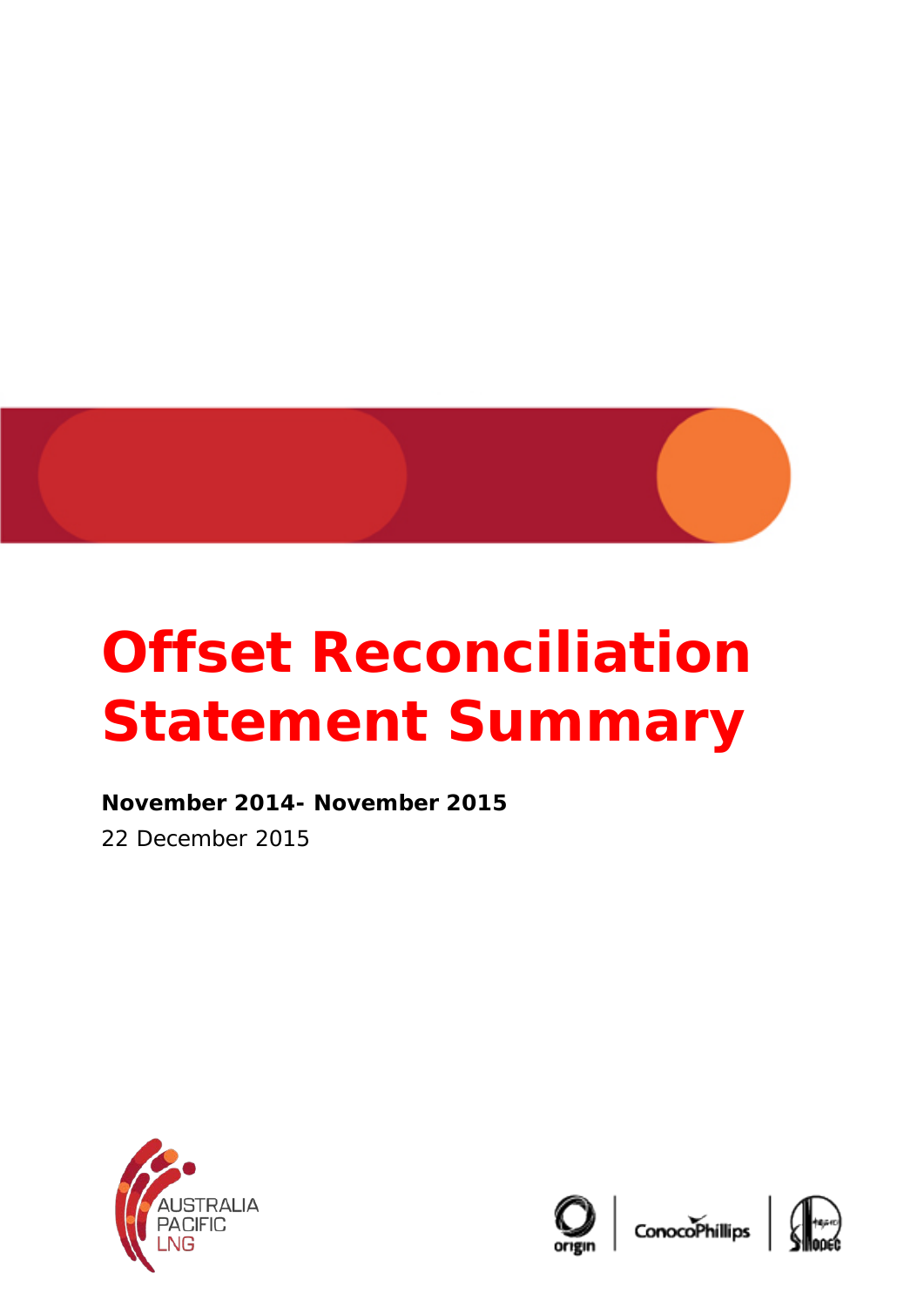# Offset Reconciliation Statement Summary

**November 2014- November 2015**

22 December 2015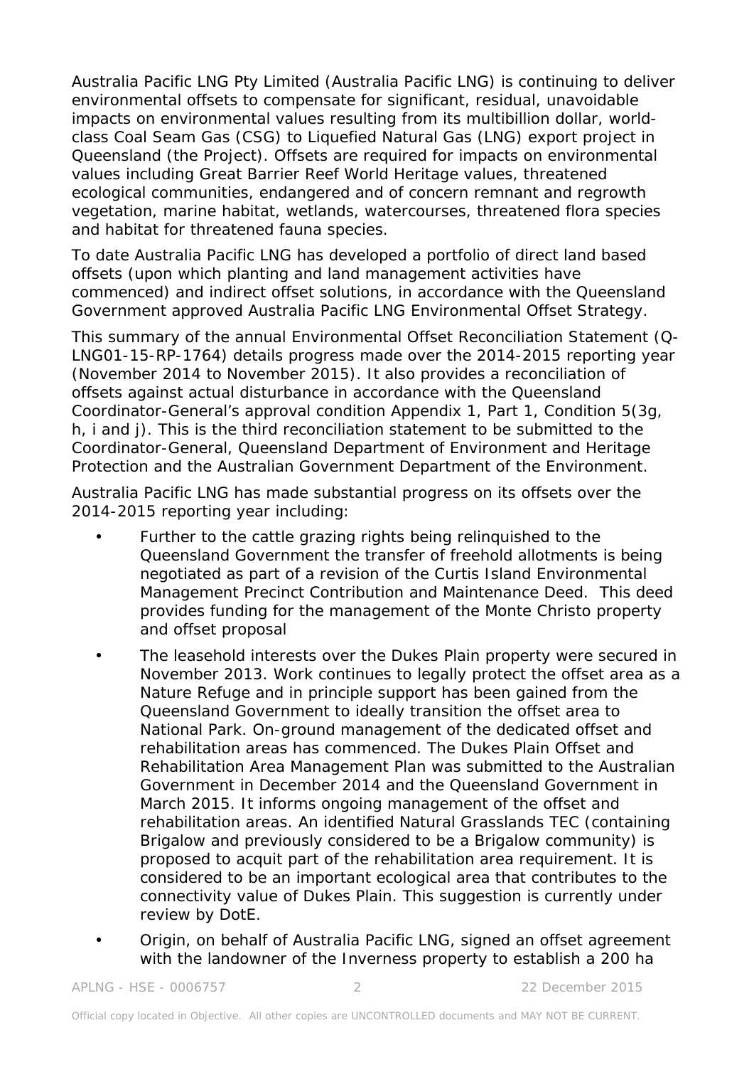Australia Pacific LNG Pty Limited (Australia Pacific LNG) is continuing to deliver environmental offsets to compensate for significant, residual, unavoidable impacts on environmental values resulting from its multibillion dollar, world-class Coal Seam Gas (CSG) to Liquefied Natural Gas (LNG) export project in Queensland (the Project). Offsets are required for impacts on environmental values including Great Barrier Reef World Heritage values, threatened ecological communities, endangered and of concern remnant and regrowth vegetation, marine habitat, wetlands, watercourses, threatened flora species and habitat for threatened fauna species.

To date Australia Pacific LNG has developed a portfolio of direct land based offsets (upon which planting and land management activities have commenced) and indirect offset solutions, in accordance with the Queensland Government approved Australia Pacific LNG Environmental Offset Strategy.

This summary of the annual Environmental Offset Reconciliation Statement (Q-LNG01-15-RP-1764) details progress made over the 2014-2015 reporting year (November 2014 to November 2015). It also provides a reconciliation of offsets against actual disturbance in accordance with the Queensland Coordinator-General's approval condition Appendix 1, Part 1, Condition 5(3g, h, i and j). This is the third reconciliation statement to be submitted to the Coordinator-General, Queensland Department of Environment and Heritage Protection and the Australian Government Department of the Environment.

Australia Pacific LNG has made substantial progress on its offsets over the 2014-2015 reporting year including:

- Further to the cattle grazing rights being relinquished to the Queensland Government the transfer of freehold allotments is being negotiated as part of a revision of the Curtis Island Environmental Management Precinct Contribution and Maintenance Deed. This deed provides funding for the management of the Monte Christo property and offset proposal
- The leasehold interests over the Dukes Plain property were secured in November 2013. Work continues to legally protect the offset area as a Nature Refuge and in principle support has been gained from the Queensland Government to ideally transition the offset area to National Park. On-ground management of the dedicated offset and rehabilitation areas has commenced. The Dukes Plain Offset and Rehabilitation Area Management Plan was submitted to the Australian Government in December 2014 and the Queensland Government in March 2015. It informs ongoing management of the offset and rehabilitation areas. An identified Natural Grasslands TEC (containing Brigalow and previously considered to be a Brigalow community) is proposed to acquit part of the rehabilitation area requirement. It is considered to be an important ecological area that contributes to the connectivity value of Dukes Plain. This suggestion is currently under review by DotE.
- Origin, on behalf of Australia Pacific LNG, signed an offset agreement with the landowner of the Inverness property to establish a 200 ha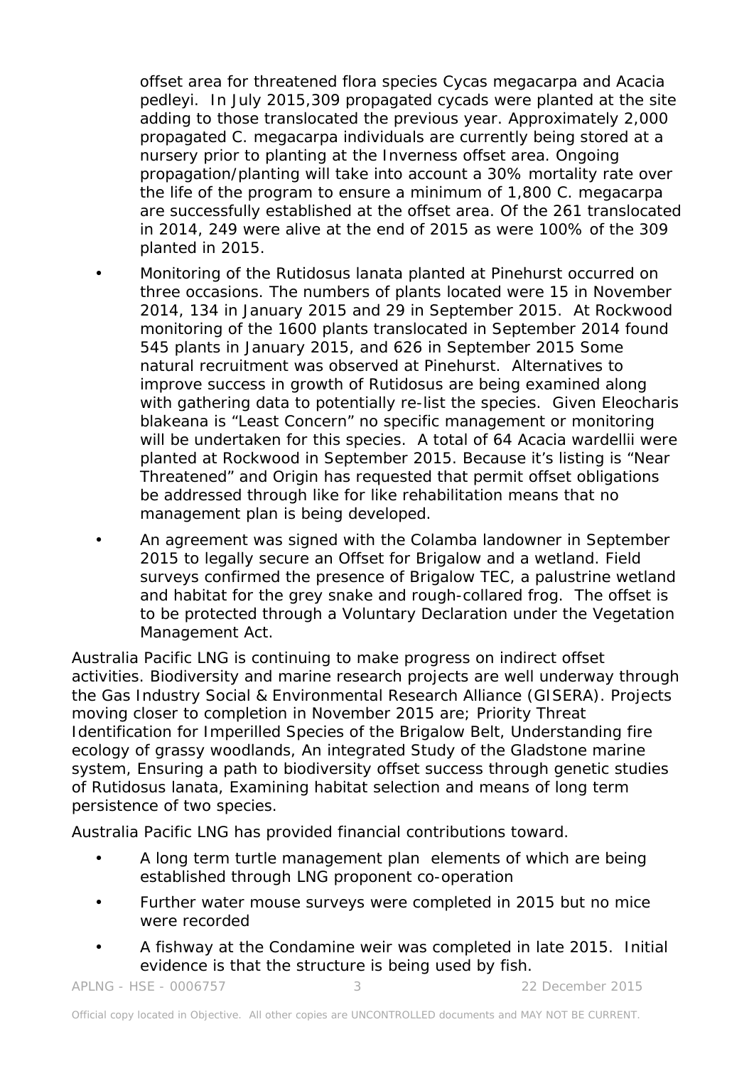offset area for threatened flora species Cycas megacarpa and Acacia pedleyi. In July 2015,309 propagated cycads were planted at the site adding to those translocated the previous year. Approximately 2,000 propagated C. megacarpa individuals are currently being stored at a nursery prior to planting at the Inverness offset area. Ongoing propagation/planting will take into account a 30% mortality rate over the life of the program to ensure a minimum of 1,800 C. megacarpa are successfully established at the offset area. Of the 261 translocated in 2014, 249 were alive at the end of 2015 as were 100% of the 309 planted in 2015.

- Monitoring of the Rutidosus lanata planted at Pinehurst occurred on three occasions. The numbers of plants located were 15 in November 2014, 134 in January 2015 and 29 in September 2015. At Rockwood monitoring of the 1600 plants translocated in September 2014 found 545 plants in January 2015, and 626 in September 2015 Some natural recruitment was observed at Pinehurst. Alternatives to improve success in growth of Rutidosus are being examined along with gathering data to potentially re-list the species. Given Eleocharis blakeana is "Least Concern" no specific management or monitoring will be undertaken for this species. A total of 64 Acacia wardellii were planted at Rockwood in September 2015. Because it's listing is "Near Threatened" and Origin has requested that permit offset obligations be addressed through like for like rehabilitation means that no management plan is being developed.
- An agreement was signed with the Colamba landowner in September 2015 to legally secure an Offset for Brigalow and a wetland. Field surveys confirmed the presence of Brigalow TEC, a palustrine wetland and habitat for the grey snake and rough-collared frog. The offset is to be protected through a Voluntary Declaration under the Vegetation Management Act.

Australia Pacific LNG is continuing to make progress on indirect offset activities. Biodiversity and marine research projects are well underway through the Gas Industry Social & Environmental Research Alliance (GISERA). Projects moving closer to completion in November 2015 are; Priority Threat Identification for Imperilled Species of the Brigalow Belt, Understanding fire ecology of grassy woodlands, An integrated Study of the Gladstone marine system, Ensuring a path to biodiversity offset success through genetic studies of Rutidosus lanata, Examining habitat selection and means of long term persistence of two species.

Australia Pacific LNG has provided financial contributions toward.

- A long term turtle management plan elements of which are being established through LNG proponent co-operation
- Further water mouse surveys were completed in 2015 but no mice were recorded
- A fishway at the Condamine weir was completed in late 2015. Initial evidence is that the structure is being used by fish.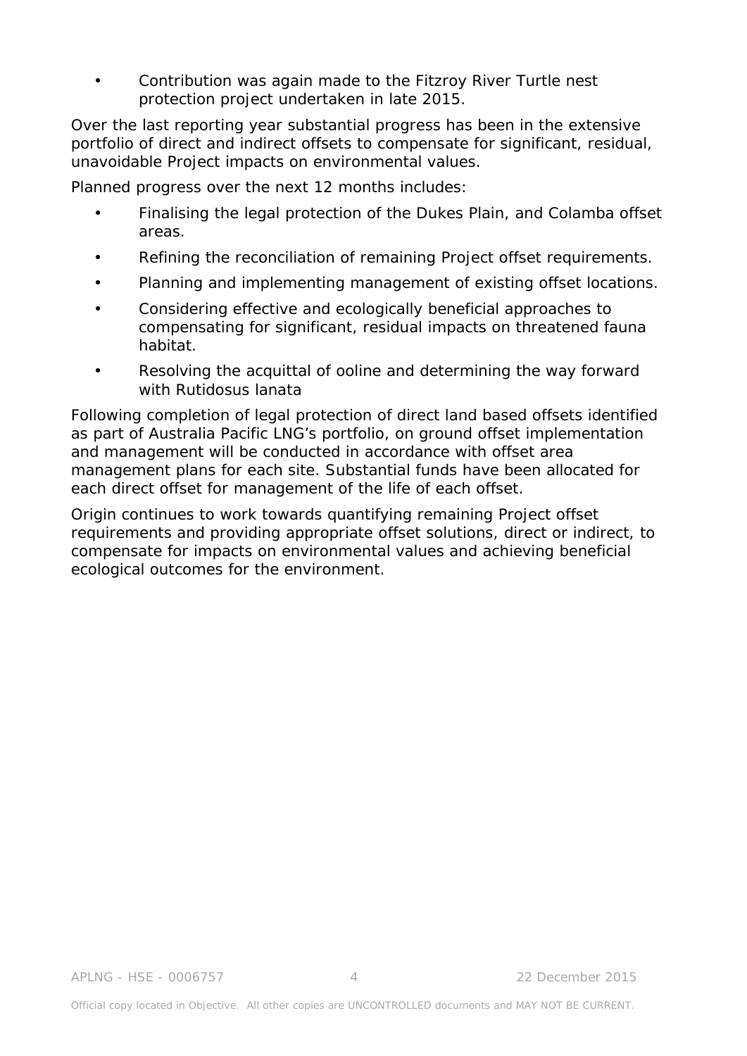- Contribution was again made to the Fitzroy River Turtle nest protection project undertaken in late 2015.

Over the last reporting year substantial progress has been in the extensive portfolio of direct and indirect offsets to compensate for significant, residual, unavoidable Project impacts on environmental values.

Planned progress over the next 12 months includes:

- Finalising the legal protection of the Dukes Plain, and Colamba offset areas.
- Refining the reconciliation of remaining Project offset requirements.
- Planning and implementing management of existing offset locations.
- Considering effective and ecologically beneficial approaches to compensating for significant, residual impacts on threatened fauna habitat.
- Resolving the acquittal of ooline and determining the way forward with Rutidosus lanata

Following completion of legal protection of direct land based offsets identified as part of Australia Pacific LNG's portfolio, on ground offset implementation and management will be conducted in accordance with offset area management plans for each site. Substantial funds have been allocated for each direct offset for management of the life of each offset.

Origin continues to work towards quantifying remaining Project offset requirements and providing appropriate offset solutions, direct or indirect, to compensate for impacts on environmental values and achieving beneficial ecological outcomes for the environment.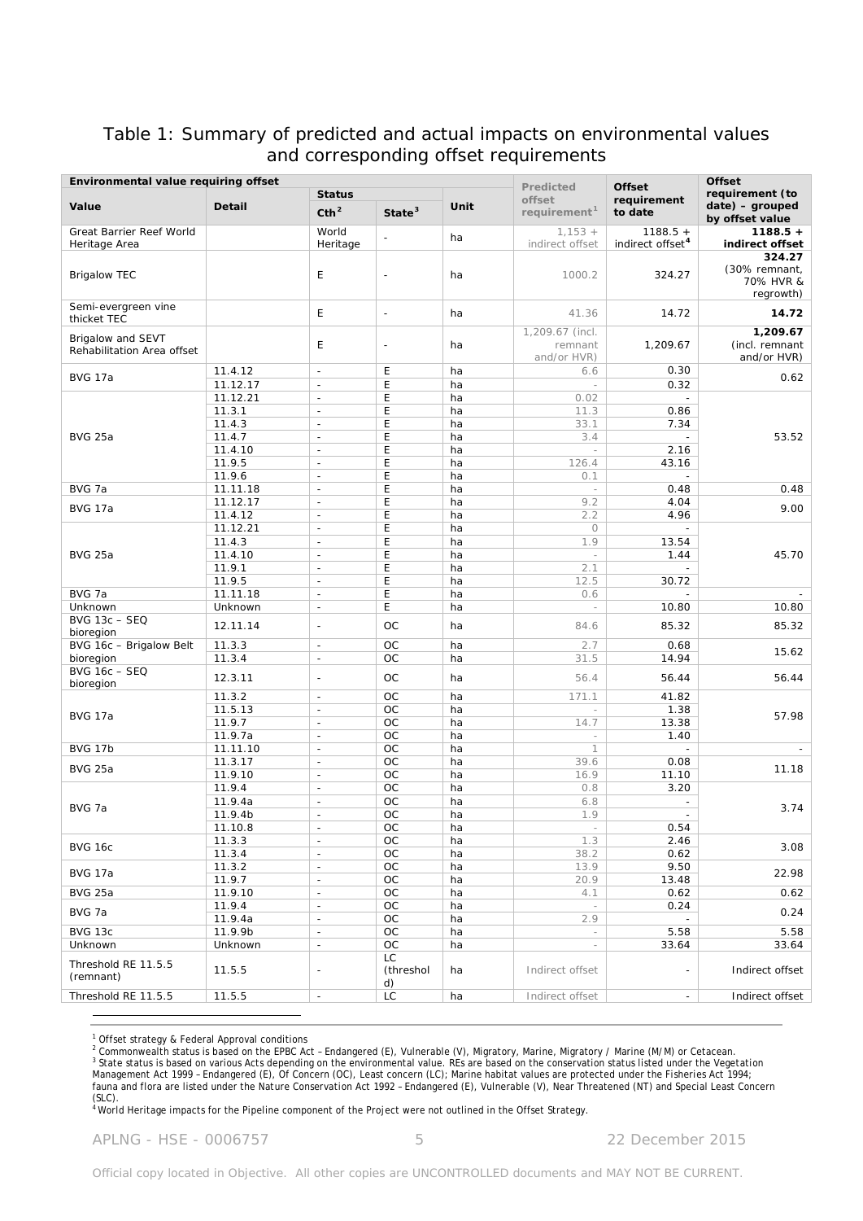# Table 1: Summary of predicted and actual impacts on environmental values and corresponding offset requirements

| Environmental value requiring offset | | Status | | Unit | Predicted offset requirement[1] | Offset requirement to date | Offset requirement (to date) – grouped by offset value |
|---|---|---|---|---|---|---|---|
| Value | Detail | Cth[2] | State[3] | | | | |
| Great Barrier Reef World Heritage Area | | World Heritage | - | ha | 1,153 + indirect offset | 1188.5 + indirect offset[4] | **1188.5 + indirect offset** |
| Brigalow TEC | | E | - | ha | 1000.2 | 324.27 | **324.27** (30% remnant, 70% HVR & regrowth) |
| Semi-evergreen vine thicket TEC | | E | - | ha | 41.36 | 14.72 | **14.72** |
| Brigalow and SEVT Rehabilitation Area offset | | E | - | ha | 1,209.67 (incl. remnant and/or HVR) | 1,209.67 | **1,209.67** (incl. remnant and/or HVR) |
| BVG 17a | 11.4.12 | - | E | ha | 6.6 | 0.30 | 0.62 |
| | 11.12.17 | - | E | ha | - | 0.32 | |
| BVG 25a | 11.12.21 | - | E | ha | 0.02 | - | 53.52 |
| | 11.3.1 | - | E | ha | 11.3 | 0.86 | |
| | 11.4.3 | - | E | ha | 33.1 | 7.34 | |
| | 11.4.7 | - | E | ha | 3.4 | - | |
| | 11.4.10 | - | E | ha | - | 2.16 | |
| | 11.9.5 | - | E | ha | 126.4 | 43.16 | |
| | 11.9.6 | - | E | ha | 0.1 | - | |
| BVG 7a | 11.11.18 | - | E | ha | - | 0.48 | 0.48 |
| BVG 17a | 11.12.17 | - | E | ha | 9.2 | 4.04 | 9.00 |
| | 11.4.12 | - | E | ha | 2.2 | 4.96 | |
| BVG 25a | 11.12.21 | - | E | ha | 0 | - | 45.70 |
| | 11.4.3 | - | E | ha | 1.9 | 13.54 | |
| | 11.4.10 | - | E | ha | - | 1.44 | |
| | 11.9.1 | - | E | ha | 2.1 | - | |
| | 11.9.5 | - | E | ha | 12.5 | 30.72 | |
| BVG 7a | 11.11.18 | - | E | ha | 0.6 | - | - |
| Unknown | Unknown | - | E | ha | - | 10.80 | 10.80 |
| BVG 13c – SEQ bioregion | 12.11.14 | - | OC | ha | 84.6 | 85.32 | 85.32 |
| BVG 16c – Brigalow Belt bioregion | 11.3.3 | - | OC | ha | 2.7 | 0.68 | 15.62 |
| | 11.3.4 | - | OC | ha | 31.5 | 14.94 | |
| BVG 16c – SEQ bioregion | 12.3.11 | - | OC | ha | 56.4 | 56.44 | 56.44 |
| BVG 17a | 11.3.2 | - | OC | ha | 171.1 | 41.82 | 57.98 |
| | 11.5.13 | - | OC | ha | - | 1.38 | |
| | 11.9.7 | - | OC | ha | 14.7 | 13.38 | |
| | 11.9.7a | - | OC | ha | - | 1.40 | |
| BVG 17b | 11.11.10 | - | OC | ha | 1 | - | - |
| BVG 25a | 11.3.17 | - | OC | ha | 39.6 | 0.08 | 11.18 |
| | 11.9.10 | - | OC | ha | 16.9 | 11.10 | |
| BVG 7a | 11.9.4 | - | OC | ha | 0.8 | 3.20 | 3.74 |
| | 11.9.4a | - | OC | ha | 6.8 | - | |
| | 11.9.4b | - | OC | ha | 1.9 | - | |
| | 11.10.8 | - | OC | ha | - | 0.54 | |
| BVG 16c | 11.3.3 | - | OC | ha | 1.3 | 2.46 | 3.08 |
| | 11.3.4 | - | OC | ha | 38.2 | 0.62 | |
| BVG 17a | 11.3.2 | - | OC | ha | 13.9 | 9.50 | 22.98 |
| | 11.9.7 | - | OC | ha | 20.9 | 13.48 | |
| BVG 25a | 11.9.10 | - | OC | ha | 4.1 | 0.62 | 0.62 |
| BVG 7a | 11.9.4 | - | OC | ha | - | 0.24 | 0.24 |
| | 11.9.4a | - | OC | ha | 2.9 | - | |
| BVG 13c | 11.9.9b | - | OC | ha | - | 5.58 | 5.58 |
| Unknown | Unknown | - | OC | ha | - | 33.64 | 33.64 |
| Threshold RE 11.5.5 (remnant) | 11.5.5 | - | LC (threshold) | ha | Indirect offset | - | Indirect offset |
| Threshold RE 11.5.5 | 11.5.5 | - | LC | ha | Indirect offset | - | Indirect offset |

[1] Offset strategy & Federal Approval conditions

[2] Commonwealth status is based on the EPBC Act – Endangered (E), Vulnerable (V), Migratory, Marine, Migratory / Marine (M/M) or Cetacean.

[3] State status is based on various Acts depending on the environmental value. REs are based on the conservation status listed under the *Vegetation Management Act 1999* – Endangered (E), Of Concern (OC), Least concern (LC); Marine habitat values are protected under the *Fisheries Act 1994*; fauna and flora are listed under the *Nature Conservation Act 1992* – Endangered (E), Vulnerable (V), Near Threatened (NT) and Special Least Concern (SLC).

[4] World Heritage impacts for the Pipeline component of the Project were not outlined in the Offset Strategy.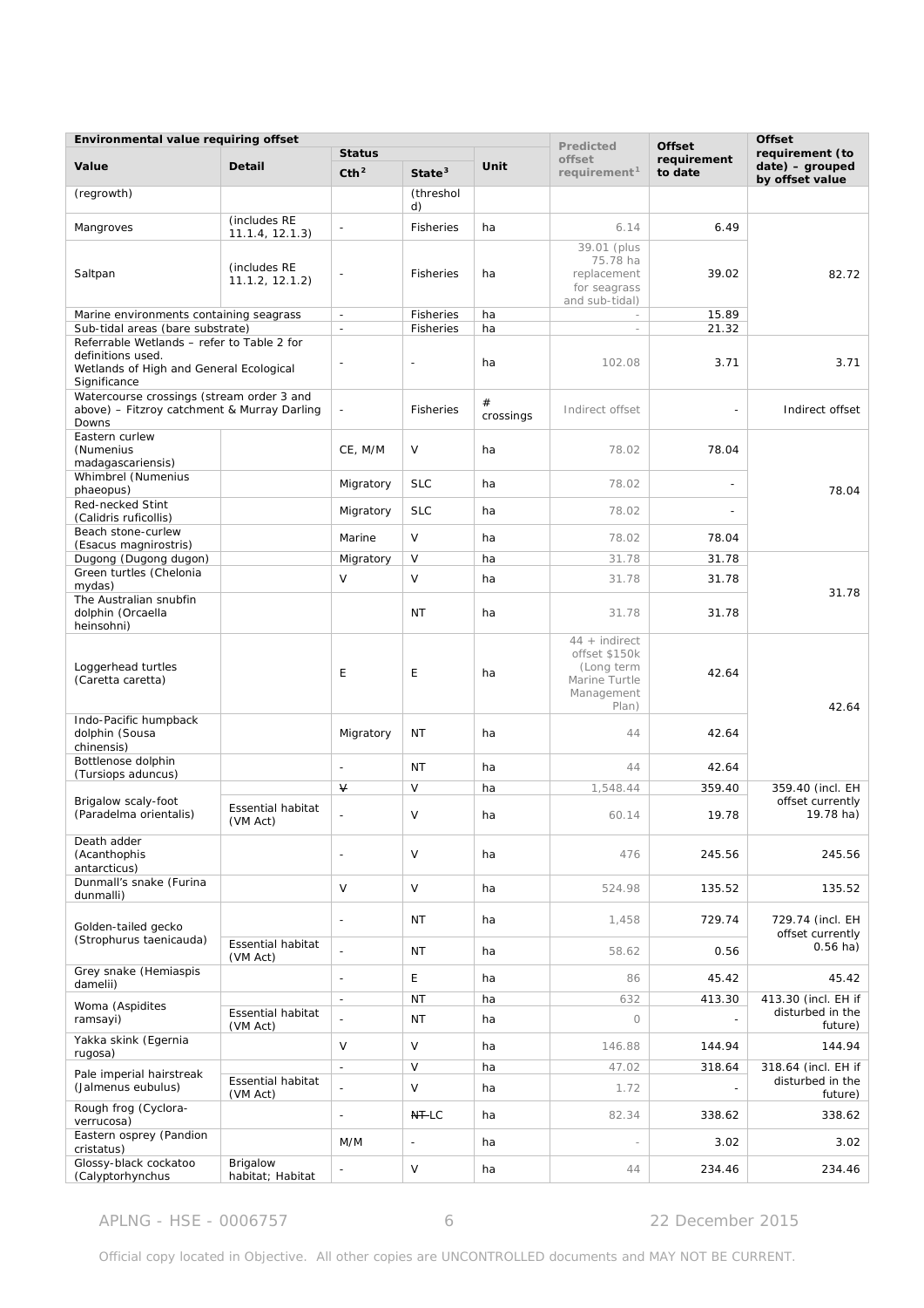| Environmental value requiring offset | | | | | Predicted offset requirement[1] | Offset requirement to date | Offset requirement (to date) – grouped by offset value |
|---|---|---|---|---|---|---|---|
| Value | Detail | Status | | Unit | | | |
| | | Cth[2] | State[3] | | | | |
| (regrowth) | | | (threshold) | | | | |
| Mangroves | (includes RE 11.1.4, 12.1.3) | - | Fisheries | ha | 6.14 | 6.49 | 82.72 |
| Saltpan | (includes RE 11.1.2, 12.1.2) | - | Fisheries | ha | 39.01 (plus 75.78 ha replacement for seagrass and sub-tidal) | 39.02 | |
| Marine environments containing seagrass | | - | Fisheries | ha | - | 15.89 | |
| Sub-tidal areas (bare substrate) | | - | Fisheries | ha | - | 21.32 | |
| Referrable Wetlands – refer to Table 2 for definitions used. Wetlands of High and General Ecological Significance | | - | - | ha | 102.08 | 3.71 | 3.71 |
| Watercourse crossings (stream order 3 and above) – Fitzroy catchment & Murray Darling Downs | | - | Fisheries | # crossings | Indirect offset | - | Indirect offset |
| Eastern curlew (Numenius madagascariensis) | | CE, M/M | V | ha | 78.02 | 78.04 | 78.04 |
| Whimbrel (Numenius phaeopus) | | Migratory | SLC | ha | 78.02 | - | |
| Red-necked Stint (Calidris ruficollis) | | Migratory | SLC | ha | 78.02 | - | |
| Beach stone-curlew (Esacus magnirostris) | | Marine | V | ha | 78.02 | 78.04 | |
| Dugong (Dugong dugon) | | Migratory | V | ha | 31.78 | 31.78 | 31.78 |
| Green turtles (Chelonia mydas) | | V | V | ha | 31.78 | 31.78 | |
| The Australian snubfin dolphin (Orcaella heinsohni) | | | NT | ha | 31.78 | 31.78 | |
| Loggerhead turtles (Caretta caretta) | | E | E | ha | 44 + indirect offset $150k (Long term Marine Turtle Management Plan) | 42.64 | 42.64 |
| Indo-Pacific humpback dolphin (Sousa chinensis) | | Migratory | NT | ha | 44 | 42.64 | |
| Bottlenose dolphin (Tursiops aduncus) | | - | NT | ha | 44 | 42.64 | |
| Brigalow scaly-foot (Paradelma orientalis) | | ~~V~~ | V | ha | 1,548.44 | 359.40 | 359.40 (incl. EH offset currently 19.78 ha) |
| | Essential habitat (VM Act) | - | V | ha | 60.14 | 19.78 | |
| Death adder (Acanthophis antarcticus) | | - | V | ha | 476 | 245.56 | 245.56 |
| Dunmall's snake (Furina dunmalli) | | V | V | ha | 524.98 | 135.52 | 135.52 |
| Golden-tailed gecko (Strophurus taenicauda) | | - | NT | ha | 1,458 | 729.74 | 729.74 (incl. EH offset currently 0.56 ha) |
| | Essential habitat (VM Act) | - | NT | ha | 58.62 | 0.56 | |
| Grey snake (Hemiaspis damelii) | | - | E | ha | 86 | 45.42 | 45.42 |
| Woma (Aspidites ramsayi) | | - | NT | ha | 632 | 413.30 | 413.30 (incl. EH if disturbed in the future) |
| | Essential habitat (VM Act) | - | NT | ha | 0 | - | |
| Yakka skink (Egernia rugosa) | | V | V | ha | 146.88 | 144.94 | 144.94 |
| Pale imperial hairstreak (Jalmenus eubulus) | | - | V | ha | 47.02 | 318.64 | 318.64 (incl. EH if disturbed in the future) |
| | Essential habitat (VM Act) | - | V | ha | 1.72 | - | |
| Rough frog (Cyclora-verrucosa) | | - | ~~NT~~ LC | ha | 82.34 | 338.62 | 338.62 |
| Eastern osprey (Pandion cristatus) | | M/M | - | ha | - | 3.02 | 3.02 |
| Glossy-black cockatoo (Calyptorhynchus | Brigalow habitat; Habitat | - | V | ha | 44 | 234.46 | 234.46 |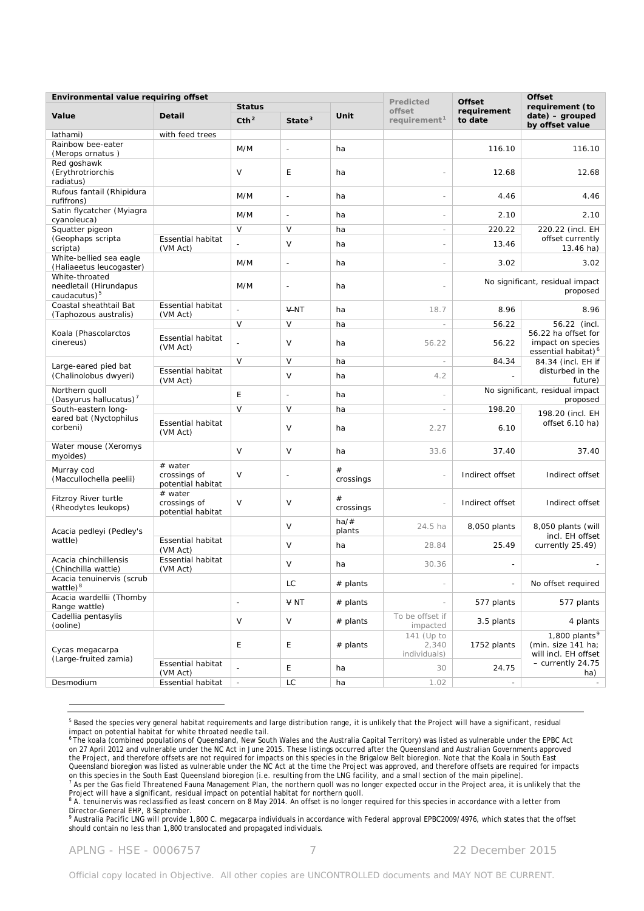| Environmental value requiring offset | | Status | | Unit | Predicted offset requirement[1] | Offset requirement to date | Offset requirement (to date) – grouped by offset value |
|---|---|---|---|---|---|---|---|
| Value | Detail | Cth[2] | State[3] | | | | |
| lathami) | with feed trees | | | | | | |
| Rainbow bee-eater (Merops ornatus ) | | M/M | - | ha | | 116.10 | 116.10 |
| Red goshawk (Erythrotriorchis radiatus) | | V | E | ha | - | 12.68 | 12.68 |
| Rufous fantail (Rhipidura rufifrons) | | M/M | - | ha | - | 4.46 | 4.46 |
| Satin flycatcher (Myiagra cyanoleuca) | | M/M | - | ha | - | 2.10 | 2.10 |
| Squatter pigeon (Geophaps scripta scripta) | | V | V | ha | - | 220.22 | 220.22 (incl. EH offset currently 13.46 ha) |
| | Essential habitat (VM Act) | - | V | ha | - | 13.46 | |
| White-bellied sea eagle (Haliaeetus leucogaster) | | M/M | - | ha | - | 3.02 | 3.02 |
| White-throated needletail (Hirundapus caudacutus)[5] | | M/M | - | ha | - | No significant, residual impact proposed | |
| Coastal sheathtail Bat (Taphozous australis) | Essential habitat (VM Act) | - | ~~V~~ NT | ha | 18.7 | 8.96 | 8.96 |
| Koala (Phascolarctos cinereus) | | V | V | ha | - | 56.22 | 56.22 (incl. 56.22 ha offset for impact on species essential habitat)[6] |
| | Essential habitat (VM Act) | - | V | ha | 56.22 | 56.22 | |
| Large-eared pied bat (Chalinolobus dwyeri) | | V | V | ha | - | 84.34 | 84.34 (incl. EH if disturbed in the future) |
| | Essential habitat (VM Act) | | V | ha | 4.2 | - | |
| Northern quoll (Dasyurus hallucatus)[7] | | E | - | ha | - | No significant, residual impact proposed | |
| South-eastern long-eared bat (Nyctophilus corbeni) | | V | V | ha | - | 198.20 | 198.20 (incl. EH offset 6.10 ha) |
| | Essential habitat (VM Act) | | V | ha | 2.27 | 6.10 | |
| Water mouse (Xeromys myoides) | | V | V | ha | 33.6 | 37.40 | 37.40 |
| Murray cod (Maccullochella peelii) | # water crossings of potential habitat | V | - | # crossings | - | Indirect offset | Indirect offset |
| Fitzroy River turtle (Rheodytes leukops) | # water crossings of potential habitat | V | V | # crossings | - | Indirect offset | Indirect offset |
| Acacia pedleyi (Pedley's wattle) | | | V | ha/# plants | 24.5 ha | 8,050 plants | 8,050 plants (will incl. EH offset currently 25.49) |
| | Essential habitat (VM Act) | | V | ha | 28.84 | 25.49 | |
| Acacia chinchillensis (Chinchilla wattle) | Essential habitat (VM Act) | | V | ha | 30.36 | - | - |
| Acacia tenuinervis (scrub wattle)[8] | | | LC | # plants | - | - | No offset required |
| Acacia wardellii (Thomby Range wattle) | | - | ~~V~~ NT | # plants | - | 577 plants | 577 plants |
| Cadellia pentasylis (ooline) | | V | V | # plants | To be offset if impacted | 3.5 plants | 4 plants |
| Cycas megacarpa (Large-fruited zamia) | | E | E | # plants | 141 (Up to 2,340 individuals) | 1752 plants | 1,800 plants[9] (min. size 141 ha; will incl. EH offset – currently 24.75 ha) |
| | Essential habitat (VM Act) | - | E | ha | 30 | 24.75 | |
| Desmodium | Essential habitat | - | LC | ha | 1.02 | - | - |

[5] Based the species very general habitat requirements and large distribution range, it is unlikely that the Project will have a significant, residual impact on potential habitat for white throated needle tail.

[6] The koala (combined populations of Queensland, New South Wales and the Australia Capital Territory) was listed as vulnerable under the EPBC Act on 27 April 2012 and vulnerable under the NC Act in June 2015. These listings occurred after the Queensland and Australian Governments approved the Project, and therefore offsets are not required for impacts on this species in the Brigalow Belt bioregion. Note that the Koala in South East Queensland bioregion was listed as vulnerable under the NC Act at the time the Project was approved, and therefore offsets are required for impacts on this species in the South East Queensland bioregion (i.e. resulting from the LNG facility, and a small section of the main pipeline).

[7] As per the Gas field Threatened Fauna Management Plan, the northern quoll was no longer expected occur in the Project area, it is unlikely that the Project will have a significant, residual impact on potential habitat for northern quoll.

[8] A. tenuinervis was reclassified as least concern on 8 May 2014. An offset is no longer required for this species in accordance with a letter from Director-General EHP, 8 September.

[9] Australia Pacific LNG will provide 1,800 C. megacarpa individuals in accordance with Federal approval EPBC2009/4976, which states that the offset should contain no less than 1,800 translocated and propagated individuals.

APLNG - HSE - 0006757 22 December 2015

Official copy located in Objective. All other copies are UNCONTROLLED documents and MAY NOT BE CURRENT.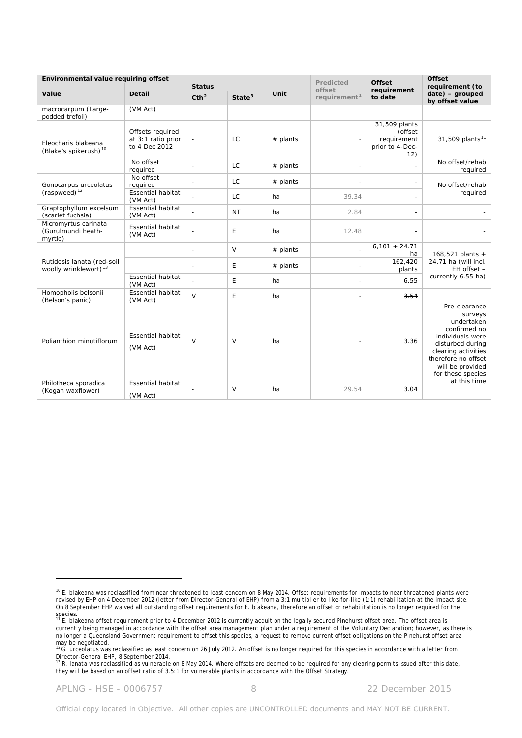| Environmental value requiring offset | | | | | Predicted offset requirement[1] | Offset requirement to date | Offset requirement (to date) – grouped by offset value |
|---|---|---|---|---|---|---|---|
| Value | Detail | Status | | Unit | | | |
| | | Cth[2] | State[3] | | | | |
| macrocarpum (Large-podded trefoil) | (VM Act) | | | | | | |
| Eleocharis blakeana (Blake's spikerush)[10] | Offsets required at 3:1 ratio prior to 4 Dec 2012 | - | LC | # plants | - | 31,509 plants (offset requirement prior to 4-Dec-12) | 31,509 plants[11] |
| | No offset required | - | LC | # plants | - | - | No offset/rehab required |
| Gonocarpus urceolatus (raspweed)[12] | No offset required | - | LC | # plants | - | - | No offset/rehab required |
| | Essential habitat (VM Act) | - | LC | ha | 39.34 | - | |
| Graptophyllum excelsum (scarlet fuchsia) | Essential habitat (VM Act) | - | NT | ha | 2.84 | - | - |
| Micromyrtus carinata (Gurulmundi heath-myrtle) | Essential habitat (VM Act) | - | E | ha | 12.48 | - | - |
| Rutidosis lanata (red-soil woolly wrinklewort)[13] | | - | V | # plants | - | 6,101 + 24.71 ha | 168,521 plants + 24.71 ha (will incl. EH offset – currently 6.55 ha) |
| | | - | E | # plants | - | 162,420 plants | |
| | Essential habitat (VM Act) | - | E | ha | - | 6.55 | |
| Homopholis belsonii (Belson's panic) | Essential habitat (VM Act) | V | E | ha | - | ~~3.54~~ | Pre-clearance surveys undertaken confirmed no individuals were disturbed during clearing activities therefore no offset will be provided for these species at this time |
| Polianthion minutiflorum | Essential habitat (VM Act) | V | V | ha | - | ~~3.36~~ | |
| Philotheca sporadica (Kogan waxflower) | Essential habitat (VM Act) | - | V | ha | 29.54 | ~~3.04~~ | |

[10] E. blakeana was reclassified from near threatened to least concern on 8 May 2014. Offset requirements for impacts to near threatened plants were revised by EHP on 4 December 2012 (letter from Director-General of EHP) from a 3:1 multiplier to like-for-like (1:1) rehabilitation at the impact site. On 8 September EHP waived all outstanding offset requirements for E. blakeana, therefore an offset or rehabilitation is no longer required for the species.

[11] E. blakeana offset requirement prior to 4 December 2012 is currently acquit on the legally secured Pinehurst offset area. The offset area is currently being managed in accordance with the offset area management plan under a requirement of the Voluntary Declaration; however, as there is no longer a Queensland Government requirement to offset this species, a request to remove current offset obligations on the Pinehurst offset area may be negotiated.

[12] G. urceolatus was reclassified as least concern on 26 July 2012. An offset is no longer required for this species in accordance with a letter from Director-General EHP, 8 September 2014.

[13] R. lanata was reclassified as vulnerable on 8 May 2014. Where offsets are deemed to be required for any clearing permits issued after this date, they will be based on an offset ratio of 3.5:1 for vulnerable plants in accordance with the Offset Strategy.